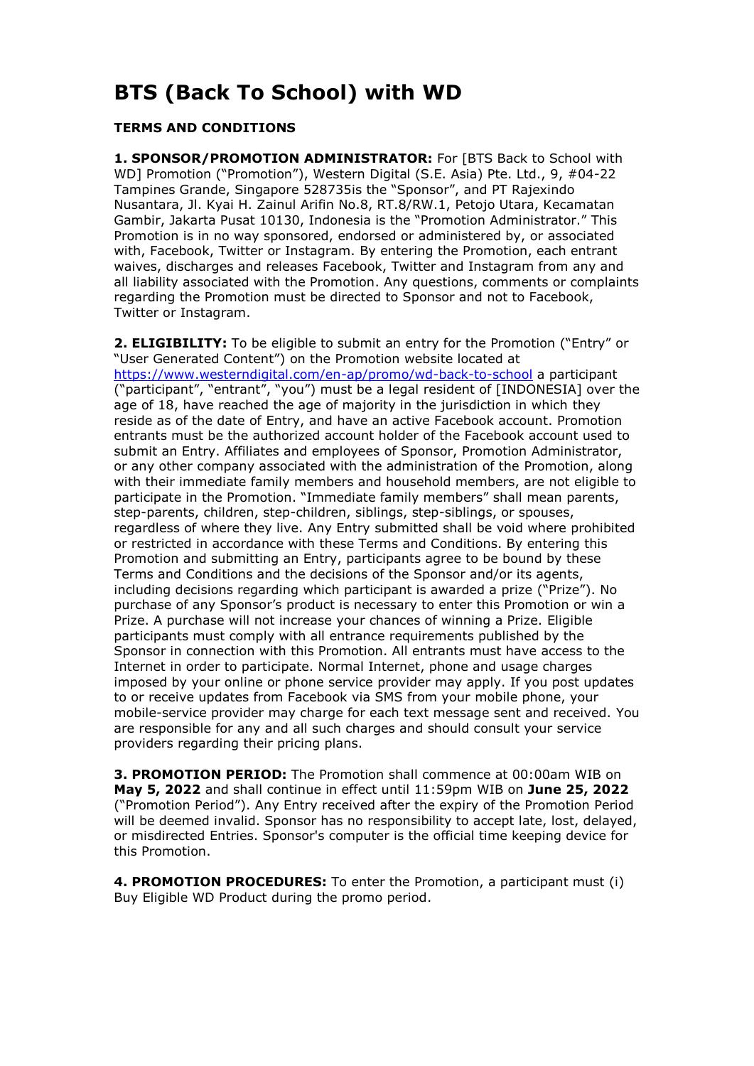# BTS (Back To School) with WD

**TERMS AND CONDITIONS**

**1. SPONSOR/PROMOTION ADMINISTRATOR:** For [BTS Back to School with WD] Promotion ("Promotion"), Western Digital (S.E. Asia) Pte. Ltd., 9, #04-22 Tampines Grande, Singapore 528735is the "Sponsor", and PT Rajexindo Nusantara, Jl. Kyai H. Zainul Arifin No.8, RT.8/RW.1, Petojo Utara, Kecamatan Gambir, Jakarta Pusat 10130, Indonesia is the "Promotion Administrator." This Promotion is in no way sponsored, endorsed or administered by, or associated with, Facebook, Twitter or Instagram. By entering the Promotion, each entrant waives, discharges and releases Facebook, Twitter and Instagram from any and all liability associated with the Promotion. Any questions, comments or complaints regarding the Promotion must be directed to Sponsor and not to Facebook, Twitter or Instagram.

**2. ELIGIBILITY:** To be eligible to submit an entry for the Promotion ("Entry" or "User Generated Content") on the Promotion website located at [https://www.westerndigital.com/en-ap/promo/wd-back-to-school](https://www.westerndigital.com/en-ap/promo/wd-back-to-school) a participant ("participant", "entrant", "you") must be a legal resident of [INDONESIA] over the age of 18, have reached the age of majority in the jurisdiction in which they reside as of the date of Entry, and have an active Facebook account. Promotion entrants must be the authorized account holder of the Facebook account used to submit an Entry. Affiliates and employees of Sponsor, Promotion Administrator, or any other company associated with the administration of the Promotion, along with their immediate family members and household members, are not eligible to participate in the Promotion. "Immediate family members" shall mean parents, step-parents, children, step-children, siblings, step-siblings, or spouses, regardless of where they live. Any Entry submitted shall be void where prohibited or restricted in accordance with these Terms and Conditions. By entering this Promotion and submitting an Entry, participants agree to be bound by these Terms and Conditions and the decisions of the Sponsor and/or its agents, including decisions regarding which participant is awarded a prize ("Prize"). No purchase of any Sponsor's product is necessary to enter this Promotion or win a Prize. A purchase will not increase your chances of winning a Prize. Eligible participants must comply with all entrance requirements published by the Sponsor in connection with this Promotion. All entrants must have access to the Internet in order to participate. Normal Internet, phone and usage charges imposed by your online or phone service provider may apply. If you post updates to or receive updates from Facebook via SMS from your mobile phone, your mobile-service provider may charge for each text message sent and received. You are responsible for any and all such charges and should consult your service providers regarding their pricing plans.

**3. PROMOTION PERIOD:** The Promotion shall commence at 00:00am WIB on **May 5, 2022** and shall continue in effect until 11:59pm WIB on **June 25, 2022** ("Promotion Period"). Any Entry received after the expiry of the Promotion Period will be deemed invalid. Sponsor has no responsibility to accept late, lost, delayed, or misdirected Entries. Sponsor's computer is the official time keeping device for this Promotion.

**4. PROMOTION PROCEDURES:** To enter the Promotion, a participant must (i) Buy Eligible WD Product during the promo period.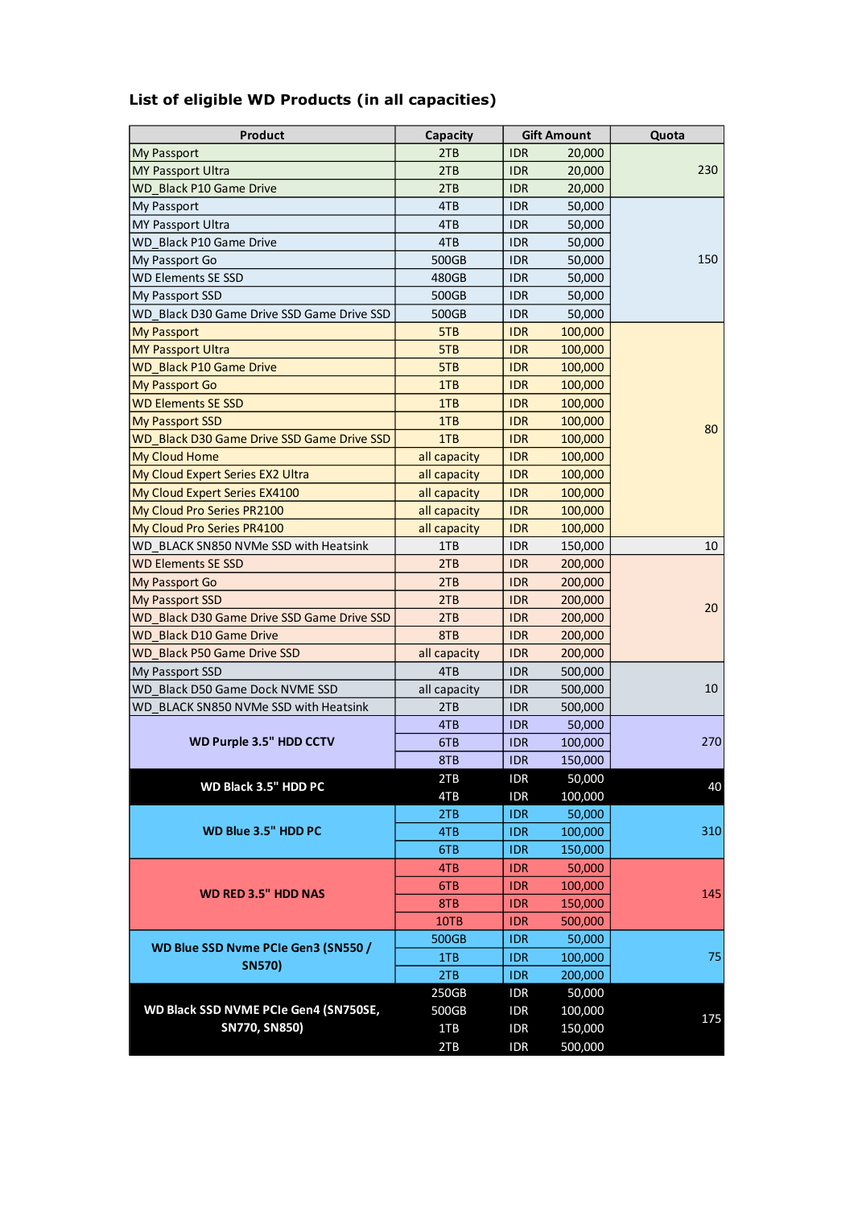### List of eligible WD Products (in all capacities)

| Product | Capacity | Gift Amount | Quota |
|---|---|---|---|
| My Passport | 2TB | IDR 20,000 | 230 |
| MY Passport Ultra | 2TB | IDR 20,000 | |
| WD_Black P10 Game Drive | 2TB | IDR 20,000 | |
| My Passport | 4TB | IDR 50,000 | 150 |
| MY Passport Ultra | 4TB | IDR 50,000 | |
| WD_Black P10 Game Drive | 4TB | IDR 50,000 | |
| My Passport Go | 500GB | IDR 50,000 | |
| WD Elements SE SSD | 480GB | IDR 50,000 | |
| My Passport SSD | 500GB | IDR 50,000 | |
| WD_Black D30 Game Drive SSD Game Drive SSD | 500GB | IDR 50,000 | |
| My Passport | 5TB | IDR 100,000 | 80 |
| MY Passport Ultra | 5TB | IDR 100,000 | |
| WD_Black P10 Game Drive | 5TB | IDR 100,000 | |
| My Passport Go | 1TB | IDR 100,000 | |
| WD Elements SE SSD | 1TB | IDR 100,000 | |
| My Passport SSD | 1TB | IDR 100,000 | |
| WD_Black D30 Game Drive SSD Game Drive SSD | 1TB | IDR 100,000 | |
| My Cloud Home | all capacity | IDR 100,000 | |
| My Cloud Expert Series EX2 Ultra | all capacity | IDR 100,000 | |
| My Cloud Expert Series EX4100 | all capacity | IDR 100,000 | |
| My Cloud Pro Series PR2100 | all capacity | IDR 100,000 | |
| My Cloud Pro Series PR4100 | all capacity | IDR 100,000 | |
| WD_BLACK SN850 NVMe SSD with Heatsink | 1TB | IDR 150,000 | 10 |
| WD Elements SE SSD | 2TB | IDR 200,000 | 20 |
| My Passport Go | 2TB | IDR 200,000 | |
| My Passport SSD | 2TB | IDR 200,000 | |
| WD_Black D30 Game Drive SSD Game Drive SSD | 2TB | IDR 200,000 | |
| WD_Black D10 Game Drive | 8TB | IDR 200,000 | |
| WD_Black P50 Game Drive SSD | all capacity | IDR 200,000 | |
| My Passport SSD | 4TB | IDR 500,000 | 10 |
| WD_Black D50 Game Dock NVME SSD | all capacity | IDR 500,000 | |
| WD_BLACK SN850 NVMe SSD with Heatsink | 2TB | IDR 500,000 | |
| **WD Purple 3.5" HDD CCTV** | 4TB | IDR 50,000 | 270 |
| | 6TB | IDR 100,000 | |
| | 8TB | IDR 150,000 | |
| **WD Black 3.5" HDD PC** | 2TB | IDR 50,000 | 40 |
| | 4TB | IDR 100,000 | |
| **WD Blue 3.5" HDD PC** | 2TB | IDR 50,000 | 310 |
| | 4TB | IDR 100,000 | |
| | 6TB | IDR 150,000 | |
| **WD RED 3.5" HDD NAS** | 4TB | IDR 50,000 | 145 |
| | 6TB | IDR 100,000 | |
| | 8TB | IDR 150,000 | |
| | 10TB | IDR 500,000 | |
| **WD Blue SSD Nvme PCIe Gen3 (SN550 / SN570)** | 500GB | IDR 50,000 | 75 |
| | 1TB | IDR 100,000 | |
| | 2TB | IDR 200,000 | |
| **WD Black SSD NVME PCIe Gen4 (SN750SE, SN770, SN850)** | 250GB | IDR 50,000 | 175 |
| | 500GB | IDR 100,000 | |
| | 1TB | IDR 150,000 | |
| | 2TB | IDR 500,000 | |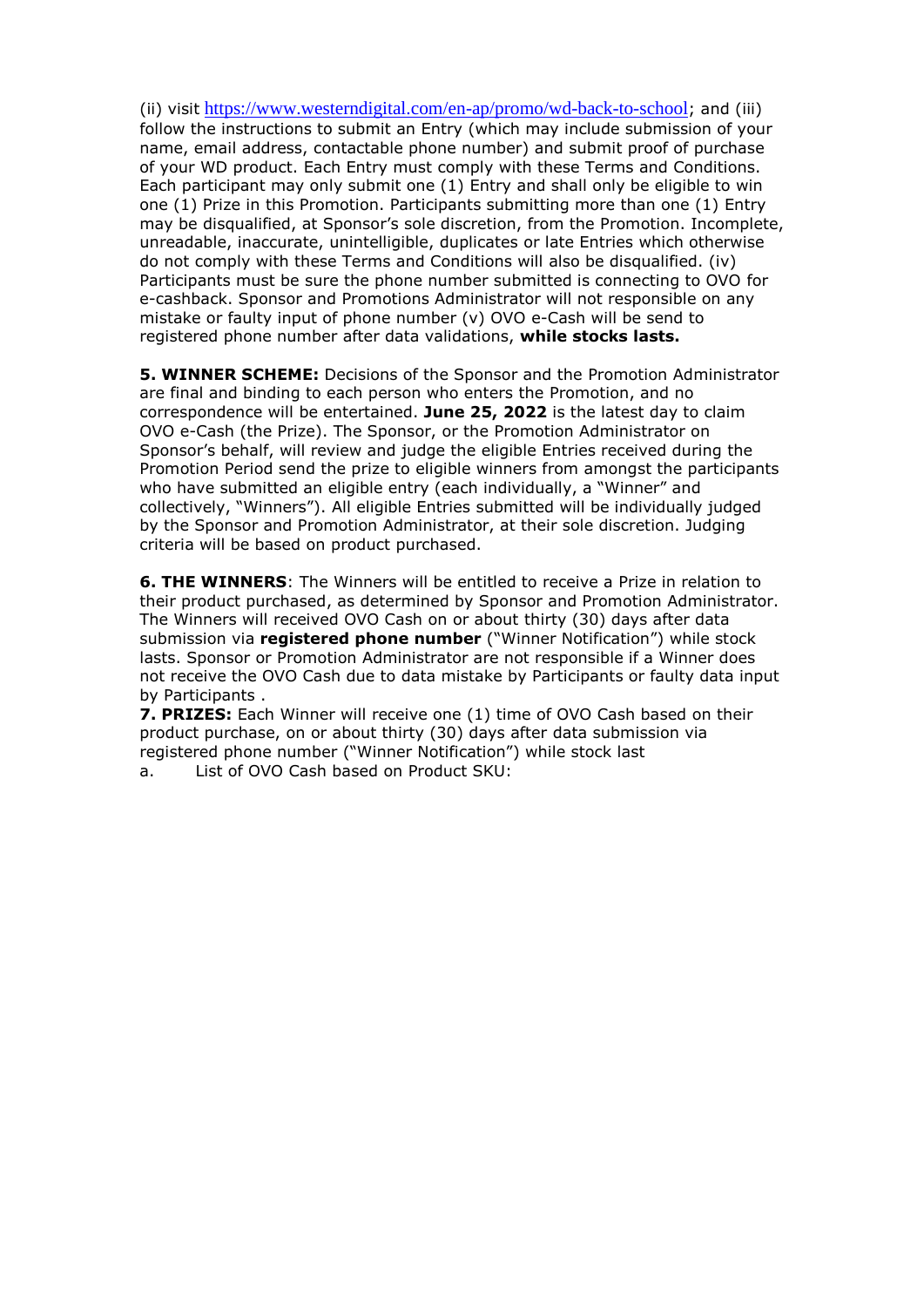(ii) visit [https://www.westerndigital.com/en-ap/promo/wd-back-to-school](https://www.westerndigital.com/en-ap/promo/wd-back-to-school); and (iii) follow the instructions to submit an Entry (which may include submission of your name, email address, contactable phone number) and submit proof of purchase of your WD product. Each Entry must comply with these Terms and Conditions. Each participant may only submit one (1) Entry and shall only be eligible to win one (1) Prize in this Promotion. Participants submitting more than one (1) Entry may be disqualified, at Sponsor's sole discretion, from the Promotion. Incomplete, unreadable, inaccurate, unintelligible, duplicates or late Entries which otherwise do not comply with these Terms and Conditions will also be disqualified. (iv) Participants must be sure the phone number submitted is connecting to OVO for e-cashback. Sponsor and Promotions Administrator will not responsible on any mistake or faulty input of phone number (v) OVO e-Cash will be send to registered phone number after data validations, **while stocks lasts.**

**5. WINNER SCHEME:** Decisions of the Sponsor and the Promotion Administrator are final and binding to each person who enters the Promotion, and no correspondence will be entertained. **June 25, 2022** is the latest day to claim OVO e-Cash (the Prize). The Sponsor, or the Promotion Administrator on Sponsor's behalf, will review and judge the eligible Entries received during the Promotion Period send the prize to eligible winners from amongst the participants who have submitted an eligible entry (each individually, a "Winner" and collectively, "Winners"). All eligible Entries submitted will be individually judged by the Sponsor and Promotion Administrator, at their sole discretion. Judging criteria will be based on product purchased.

**6. THE WINNERS**: The Winners will be entitled to receive a Prize in relation to their product purchased, as determined by Sponsor and Promotion Administrator. The Winners will received OVO Cash on or about thirty (30) days after data submission via **registered phone number** ("Winner Notification") while stock lasts. Sponsor or Promotion Administrator are not responsible if a Winner does not receive the OVO Cash due to data mistake by Participants or faulty data input by Participants .

**7. PRIZES:** Each Winner will receive one (1) time of OVO Cash based on their product purchase, on or about thirty (30) days after data submission via registered phone number ("Winner Notification") while stock last

a. List of OVO Cash based on Product SKU: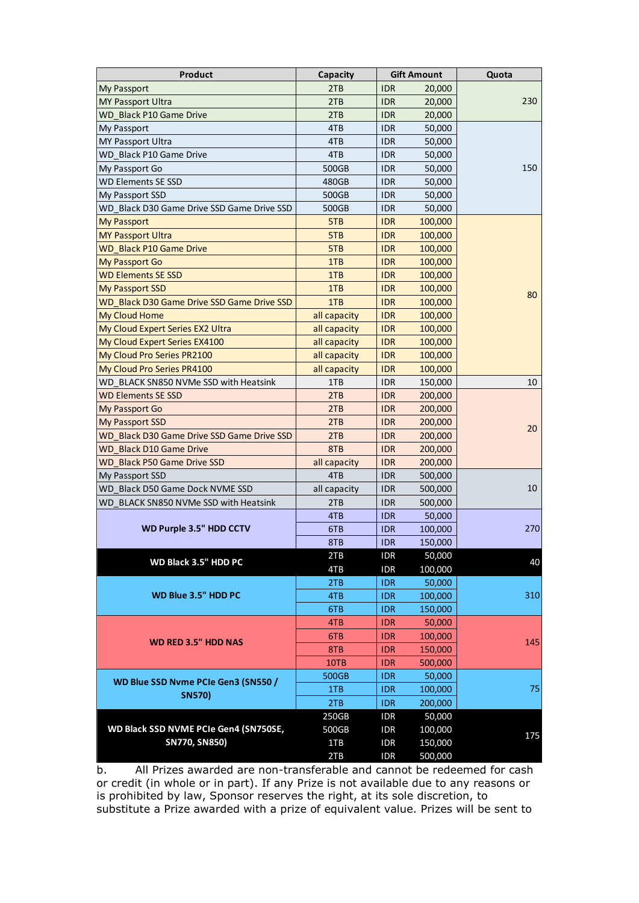| Product | Capacity | Gift Amount | | Quota |
|---|---|---|---|---|
| My Passport | 2TB | IDR | 20,000 | 230 |
| MY Passport Ultra | 2TB | IDR | 20,000 | |
| WD_Black P10 Game Drive | 2TB | IDR | 20,000 | |
| My Passport | 4TB | IDR | 50,000 | 150 |
| MY Passport Ultra | 4TB | IDR | 50,000 | |
| WD_Black P10 Game Drive | 4TB | IDR | 50,000 | |
| My Passport Go | 500GB | IDR | 50,000 | |
| WD Elements SE SSD | 480GB | IDR | 50,000 | |
| My Passport SSD | 500GB | IDR | 50,000 | |
| WD_Black D30 Game Drive SSD Game Drive SSD | 500GB | IDR | 50,000 | |
| My Passport | 5TB | IDR | 100,000 | 80 |
| MY Passport Ultra | 5TB | IDR | 100,000 | |
| WD_Black P10 Game Drive | 5TB | IDR | 100,000 | |
| My Passport Go | 1TB | IDR | 100,000 | |
| WD Elements SE SSD | 1TB | IDR | 100,000 | |
| My Passport SSD | 1TB | IDR | 100,000 | |
| WD_Black D30 Game Drive SSD Game Drive SSD | 1TB | IDR | 100,000 | |
| My Cloud Home | all capacity | IDR | 100,000 | |
| My Cloud Expert Series EX2 Ultra | all capacity | IDR | 100,000 | |
| My Cloud Expert Series EX4100 | all capacity | IDR | 100,000 | |
| My Cloud Pro Series PR2100 | all capacity | IDR | 100,000 | |
| My Cloud Pro Series PR4100 | all capacity | IDR | 100,000 | |
| WD_BLACK SN850 NVMe SSD with Heatsink | 1TB | IDR | 150,000 | 10 |
| WD Elements SE SSD | 2TB | IDR | 200,000 | 20 |
| My Passport Go | 2TB | IDR | 200,000 | |
| My Passport SSD | 2TB | IDR | 200,000 | |
| WD_Black D30 Game Drive SSD Game Drive SSD | 2TB | IDR | 200,000 | |
| WD_Black D10 Game Drive | 8TB | IDR | 200,000 | |
| WD_Black P50 Game Drive SSD | all capacity | IDR | 200,000 | |
| My Passport SSD | 4TB | IDR | 500,000 | 10 |
| WD_Black D50 Game Dock NVME SSD | all capacity | IDR | 500,000 | |
| WD_BLACK SN850 NVMe SSD with Heatsink | 2TB | IDR | 500,000 | |
| **WD Purple 3.5" HDD CCTV** | 4TB | IDR | 50,000 | 270 |
| | 6TB | IDR | 100,000 | |
| | 8TB | IDR | 150,000 | |
| **WD Black 3.5" HDD PC** | 2TB | IDR | 50,000 | 40 |
| | 4TB | IDR | 100,000 | |
| **WD Blue 3.5" HDD PC** | 2TB | IDR | 50,000 | 310 |
| | 4TB | IDR | 100,000 | |
| | 6TB | IDR | 150,000 | |
| **WD RED 3.5" HDD NAS** | 4TB | IDR | 50,000 | 145 |
| | 6TB | IDR | 100,000 | |
| | 8TB | IDR | 150,000 | |
| | 10TB | IDR | 500,000 | |
| **WD Blue SSD Nvme PCIe Gen3 (SN550 / SN570)** | 500GB | IDR | 50,000 | 75 |
| | 1TB | IDR | 100,000 | |
| | 2TB | IDR | 200,000 | |
| **WD Black SSD NVME PCIe Gen4 (SN750SE, SN770, SN850)** | 250GB | IDR | 50,000 | 175 |
| | 500GB | IDR | 100,000 | |
| | 1TB | IDR | 150,000 | |
| | 2TB | IDR | 500,000 | |

b. All Prizes awarded are non-transferable and cannot be redeemed for cash or credit (in whole or in part). If any Prize is not available due to any reasons or is prohibited by law, Sponsor reserves the right, at its sole discretion, to substitute a Prize awarded with a prize of equivalent value. Prizes will be sent to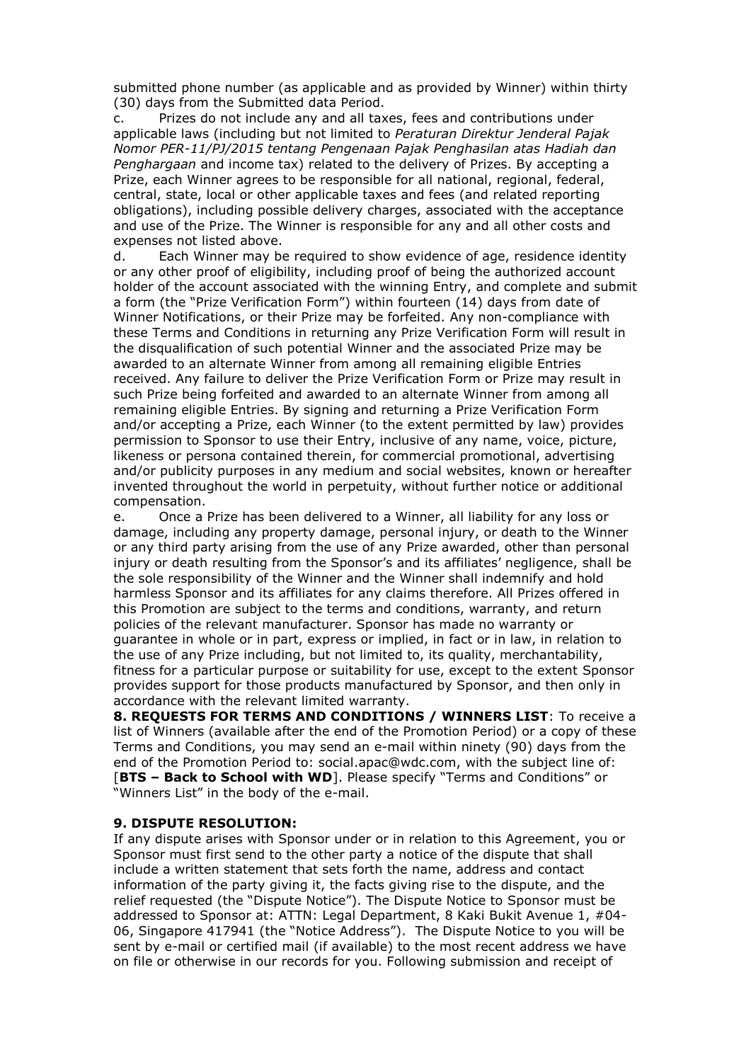submitted phone number (as applicable and as provided by Winner) within thirty (30) days from the Submitted data Period.

c. Prizes do not include any and all taxes, fees and contributions under applicable laws (including but not limited to *Peraturan Direktur Jenderal Pajak Nomor PER-11/PJ/2015 tentang Pengenaan Pajak Penghasilan atas Hadiah dan Penghargaan* and income tax) related to the delivery of Prizes. By accepting a Prize, each Winner agrees to be responsible for all national, regional, federal, central, state, local or other applicable taxes and fees (and related reporting obligations), including possible delivery charges, associated with the acceptance and use of the Prize. The Winner is responsible for any and all other costs and expenses not listed above.

d. Each Winner may be required to show evidence of age, residence identity or any other proof of eligibility, including proof of being the authorized account holder of the account associated with the winning Entry, and complete and submit a form (the "Prize Verification Form") within fourteen (14) days from date of Winner Notifications, or their Prize may be forfeited. Any non-compliance with these Terms and Conditions in returning any Prize Verification Form will result in the disqualification of such potential Winner and the associated Prize may be awarded to an alternate Winner from among all remaining eligible Entries received. Any failure to deliver the Prize Verification Form or Prize may result in such Prize being forfeited and awarded to an alternate Winner from among all remaining eligible Entries. By signing and returning a Prize Verification Form and/or accepting a Prize, each Winner (to the extent permitted by law) provides permission to Sponsor to use their Entry, inclusive of any name, voice, picture, likeness or persona contained therein, for commercial promotional, advertising and/or publicity purposes in any medium and social websites, known or hereafter invented throughout the world in perpetuity, without further notice or additional compensation.

e. Once a Prize has been delivered to a Winner, all liability for any loss or damage, including any property damage, personal injury, or death to the Winner or any third party arising from the use of any Prize awarded, other than personal injury or death resulting from the Sponsor's and its affiliates' negligence, shall be the sole responsibility of the Winner and the Winner shall indemnify and hold harmless Sponsor and its affiliates for any claims therefore. All Prizes offered in this Promotion are subject to the terms and conditions, warranty, and return policies of the relevant manufacturer. Sponsor has made no warranty or guarantee in whole or in part, express or implied, in fact or in law, in relation to the use of any Prize including, but not limited to, its quality, merchantability, fitness for a particular purpose or suitability for use, except to the extent Sponsor provides support for those products manufactured by Sponsor, and then only in accordance with the relevant limited warranty.

**8. REQUESTS FOR TERMS AND CONDITIONS / WINNERS LIST**: To receive a list of Winners (available after the end of the Promotion Period) or a copy of these Terms and Conditions, you may send an e-mail within ninety (90) days from the end of the Promotion Period to: social.apac@wdc.com, with the subject line of: [**BTS – Back to School with WD**]. Please specify "Terms and Conditions" or "Winners List" in the body of the e-mail.

**9. DISPUTE RESOLUTION:**

If any dispute arises with Sponsor under or in relation to this Agreement, you or Sponsor must first send to the other party a notice of the dispute that shall include a written statement that sets forth the name, address and contact information of the party giving it, the facts giving rise to the dispute, and the relief requested (the "Dispute Notice"). The Dispute Notice to Sponsor must be addressed to Sponsor at: ATTN: Legal Department, 8 Kaki Bukit Avenue 1, #04-06, Singapore 417941 (the "Notice Address"). The Dispute Notice to you will be sent by e-mail or certified mail (if available) to the most recent address we have on file or otherwise in our records for you. Following submission and receipt of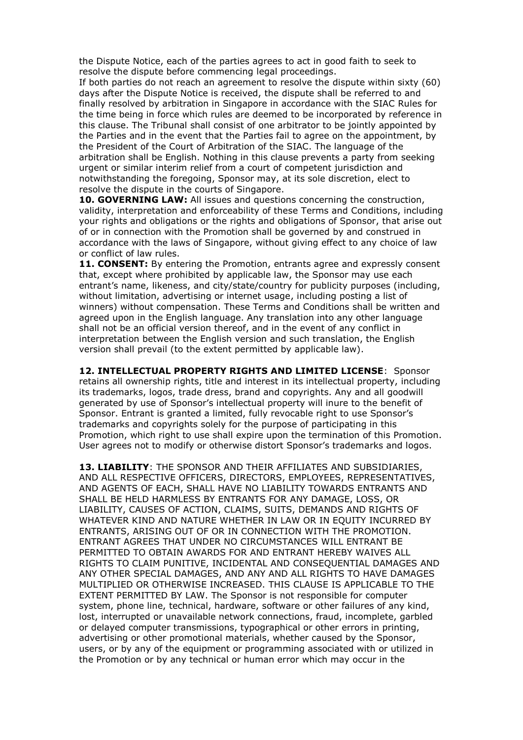the Dispute Notice, each of the parties agrees to act in good faith to seek to resolve the dispute before commencing legal proceedings.

If both parties do not reach an agreement to resolve the dispute within sixty (60) days after the Dispute Notice is received, the dispute shall be referred to and finally resolved by arbitration in Singapore in accordance with the SIAC Rules for the time being in force which rules are deemed to be incorporated by reference in this clause. The Tribunal shall consist of one arbitrator to be jointly appointed by the Parties and in the event that the Parties fail to agree on the appointment, by the President of the Court of Arbitration of the SIAC. The language of the arbitration shall be English. Nothing in this clause prevents a party from seeking urgent or similar interim relief from a court of competent jurisdiction and notwithstanding the foregoing, Sponsor may, at its sole discretion, elect to resolve the dispute in the courts of Singapore.

**10. GOVERNING LAW:** All issues and questions concerning the construction, validity, interpretation and enforceability of these Terms and Conditions, including your rights and obligations or the rights and obligations of Sponsor, that arise out of or in connection with the Promotion shall be governed by and construed in accordance with the laws of Singapore, without giving effect to any choice of law or conflict of law rules.

**11. CONSENT:** By entering the Promotion, entrants agree and expressly consent that, except where prohibited by applicable law, the Sponsor may use each entrant's name, likeness, and city/state/country for publicity purposes (including, without limitation, advertising or internet usage, including posting a list of winners) without compensation. These Terms and Conditions shall be written and agreed upon in the English language. Any translation into any other language shall not be an official version thereof, and in the event of any conflict in interpretation between the English version and such translation, the English version shall prevail (to the extent permitted by applicable law).

**12. INTELLECTUAL PROPERTY RIGHTS AND LIMITED LICENSE**: Sponsor retains all ownership rights, title and interest in its intellectual property, including its trademarks, logos, trade dress, brand and copyrights. Any and all goodwill generated by use of Sponsor's intellectual property will inure to the benefit of Sponsor. Entrant is granted a limited, fully revocable right to use Sponsor's trademarks and copyrights solely for the purpose of participating in this Promotion, which right to use shall expire upon the termination of this Promotion. User agrees not to modify or otherwise distort Sponsor's trademarks and logos.

**13. LIABILITY**: THE SPONSOR AND THEIR AFFILIATES AND SUBSIDIARIES, AND ALL RESPECTIVE OFFICERS, DIRECTORS, EMPLOYEES, REPRESENTATIVES, AND AGENTS OF EACH, SHALL HAVE NO LIABILITY TOWARDS ENTRANTS AND SHALL BE HELD HARMLESS BY ENTRANTS FOR ANY DAMAGE, LOSS, OR LIABILITY, CAUSES OF ACTION, CLAIMS, SUITS, DEMANDS AND RIGHTS OF WHATEVER KIND AND NATURE WHETHER IN LAW OR IN EQUITY INCURRED BY ENTRANTS, ARISING OUT OF OR IN CONNECTION WITH THE PROMOTION. ENTRANT AGREES THAT UNDER NO CIRCUMSTANCES WILL ENTRANT BE PERMITTED TO OBTAIN AWARDS FOR AND ENTRANT HEREBY WAIVES ALL RIGHTS TO CLAIM PUNITIVE, INCIDENTAL AND CONSEQUENTIAL DAMAGES AND ANY OTHER SPECIAL DAMAGES, AND ANY AND ALL RIGHTS TO HAVE DAMAGES MULTIPLIED OR OTHERWISE INCREASED. THIS CLAUSE IS APPLICABLE TO THE EXTENT PERMITTED BY LAW. The Sponsor is not responsible for computer system, phone line, technical, hardware, software or other failures of any kind, lost, interrupted or unavailable network connections, fraud, incomplete, garbled or delayed computer transmissions, typographical or other errors in printing, advertising or other promotional materials, whether caused by the Sponsor, users, or by any of the equipment or programming associated with or utilized in the Promotion or by any technical or human error which may occur in the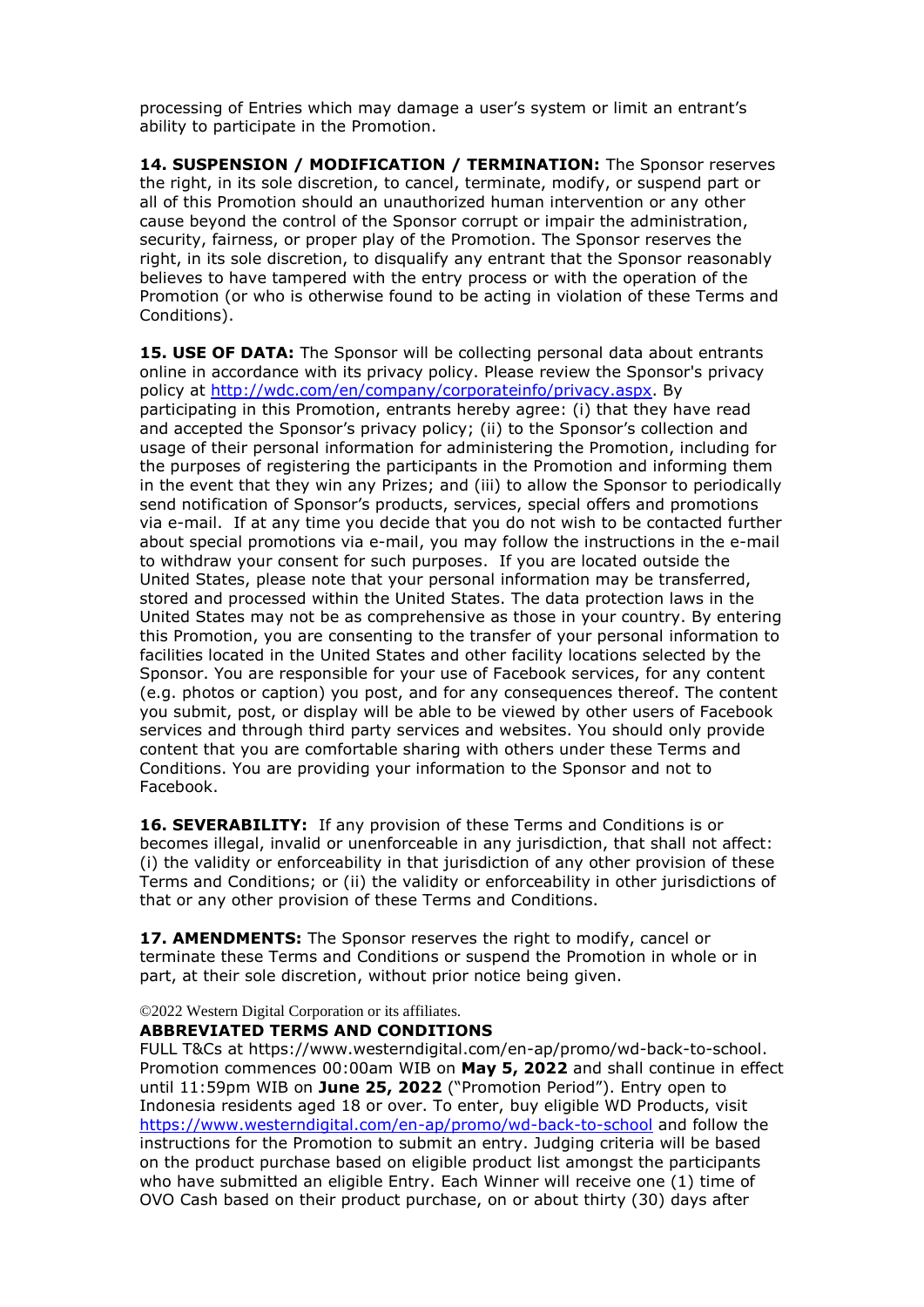processing of Entries which may damage a user's system or limit an entrant's ability to participate in the Promotion.

**14. SUSPENSION / MODIFICATION / TERMINATION:** The Sponsor reserves the right, in its sole discretion, to cancel, terminate, modify, or suspend part or all of this Promotion should an unauthorized human intervention or any other cause beyond the control of the Sponsor corrupt or impair the administration, security, fairness, or proper play of the Promotion. The Sponsor reserves the right, in its sole discretion, to disqualify any entrant that the Sponsor reasonably believes to have tampered with the entry process or with the operation of the Promotion (or who is otherwise found to be acting in violation of these Terms and Conditions).

**15. USE OF DATA:** The Sponsor will be collecting personal data about entrants online in accordance with its privacy policy. Please review the Sponsor's privacy policy at http://wdc.com/en/company/corporateinfo/privacy.aspx. By participating in this Promotion, entrants hereby agree: (i) that they have read and accepted the Sponsor's privacy policy; (ii) to the Sponsor's collection and usage of their personal information for administering the Promotion, including for the purposes of registering the participants in the Promotion and informing them in the event that they win any Prizes; and (iii) to allow the Sponsor to periodically send notification of Sponsor's products, services, special offers and promotions via e-mail. If at any time you decide that you do not wish to be contacted further about special promotions via e-mail, you may follow the instructions in the e-mail to withdraw your consent for such purposes. If you are located outside the United States, please note that your personal information may be transferred, stored and processed within the United States. The data protection laws in the United States may not be as comprehensive as those in your country. By entering this Promotion, you are consenting to the transfer of your personal information to facilities located in the United States and other facility locations selected by the Sponsor. You are responsible for your use of Facebook services, for any content (e.g. photos or caption) you post, and for any consequences thereof. The content you submit, post, or display will be able to be viewed by other users of Facebook services and through third party services and websites. You should only provide content that you are comfortable sharing with others under these Terms and Conditions. You are providing your information to the Sponsor and not to Facebook.

**16. SEVERABILITY:** If any provision of these Terms and Conditions is or becomes illegal, invalid or unenforceable in any jurisdiction, that shall not affect: (i) the validity or enforceability in that jurisdiction of any other provision of these Terms and Conditions; or (ii) the validity or enforceability in other jurisdictions of that or any other provision of these Terms and Conditions.

**17. AMENDMENTS:** The Sponsor reserves the right to modify, cancel or terminate these Terms and Conditions or suspend the Promotion in whole or in part, at their sole discretion, without prior notice being given.

©2022 Western Digital Corporation or its affiliates.

**ABBREVIATED TERMS AND CONDITIONS**

FULL T&Cs at https://www.westerndigital.com/en-ap/promo/wd-back-to-school. Promotion commences 00:00am WIB on **May 5, 2022** and shall continue in effect until 11:59pm WIB on **June 25, 2022** ("Promotion Period"). Entry open to Indonesia residents aged 18 or over. To enter, buy eligible WD Products, visit https://www.westerndigital.com/en-ap/promo/wd-back-to-school and follow the instructions for the Promotion to submit an entry. Judging criteria will be based on the product purchase based on eligible product list amongst the participants who have submitted an eligible Entry. Each Winner will receive one (1) time of OVO Cash based on their product purchase, on or about thirty (30) days after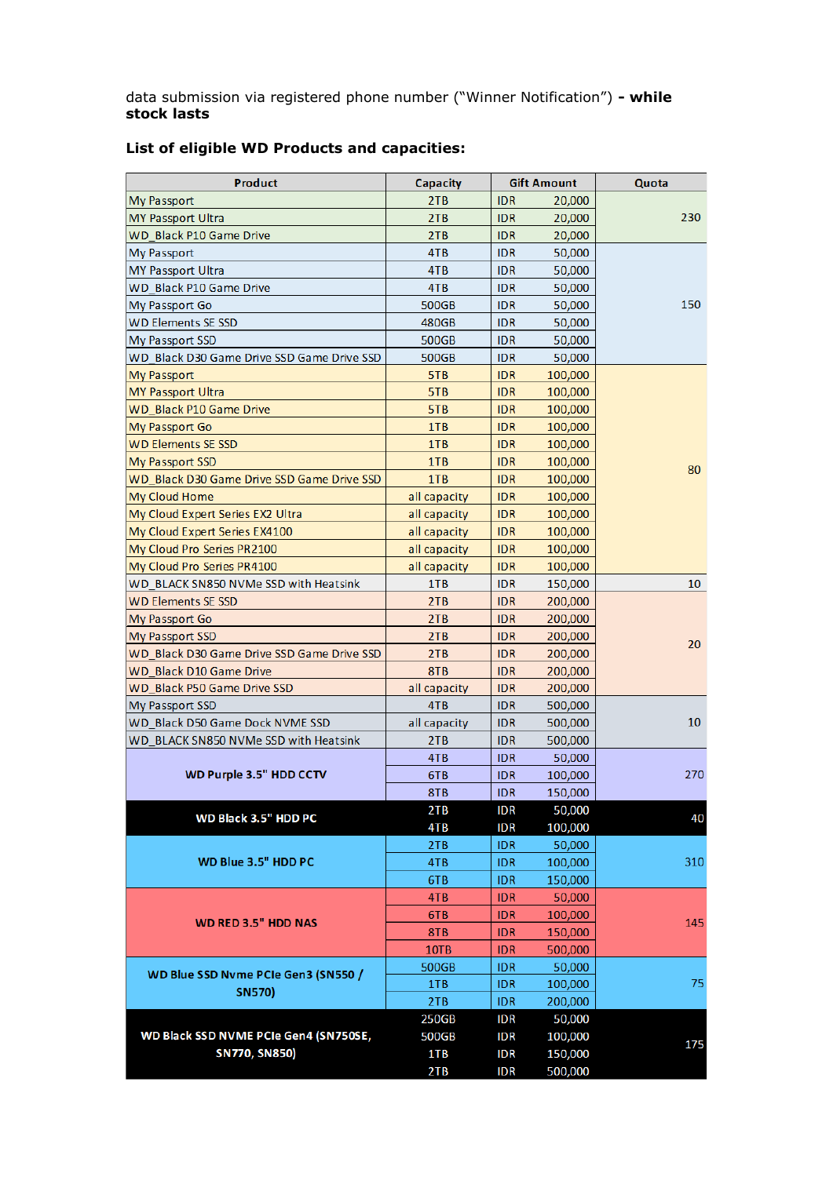data submission via registered phone number ("Winner Notification") **- while stock lasts**

**List of eligible WD Products and capacities:**

| Product | Capacity | Gift Amount | Quota |
|---|---|---|---|
| My Passport | 2TB | IDR 20,000 | 230 |
| MY Passport Ultra | 2TB | IDR 20,000 | |
| WD_Black P10 Game Drive | 2TB | IDR 20,000 | |
| My Passport | 4TB | IDR 50,000 | 150 |
| MY Passport Ultra | 4TB | IDR 50,000 | |
| WD_Black P10 Game Drive | 4TB | IDR 50,000 | |
| My Passport Go | 500GB | IDR 50,000 | |
| WD Elements SE SSD | 480GB | IDR 50,000 | |
| My Passport SSD | 500GB | IDR 50,000 | |
| WD_Black D30 Game Drive SSD Game Drive SSD | 500GB | IDR 50,000 | |
| My Passport | 5TB | IDR 100,000 | 80 |
| MY Passport Ultra | 5TB | IDR 100,000 | |
| WD_Black P10 Game Drive | 5TB | IDR 100,000 | |
| My Passport Go | 1TB | IDR 100,000 | |
| WD Elements SE SSD | 1TB | IDR 100,000 | |
| My Passport SSD | 1TB | IDR 100,000 | |
| WD_Black D30 Game Drive SSD Game Drive SSD | 1TB | IDR 100,000 | |
| My Cloud Home | all capacity | IDR 100,000 | |
| My Cloud Expert Series EX2 Ultra | all capacity | IDR 100,000 | |
| My Cloud Expert Series EX4100 | all capacity | IDR 100,000 | |
| My Cloud Pro Series PR2100 | all capacity | IDR 100,000 | |
| My Cloud Pro Series PR4100 | all capacity | IDR 100,000 | |
| WD_BLACK SN850 NVMe SSD with Heatsink | 1TB | IDR 150,000 | 10 |
| WD Elements SE SSD | 2TB | IDR 200,000 | 20 |
| My Passport Go | 2TB | IDR 200,000 | |
| My Passport SSD | 2TB | IDR 200,000 | |
| WD_Black D30 Game Drive SSD Game Drive SSD | 2TB | IDR 200,000 | |
| WD_Black D10 Game Drive | 8TB | IDR 200,000 | |
| WD_Black P50 Game Drive SSD | all capacity | IDR 200,000 | |
| My Passport SSD | 4TB | IDR 500,000 | 10 |
| WD_Black D50 Game Dock NVME SSD | all capacity | IDR 500,000 | |
| WD_BLACK SN850 NVMe SSD with Heatsink | 2TB | IDR 500,000 | |
| **WD Purple 3.5" HDD CCTV** | 4TB | IDR 50,000 | 270 |
| | 6TB | IDR 100,000 | |
| | 8TB | IDR 150,000 | |
| **WD Black 3.5" HDD PC** | 2TB | IDR 50,000 | 40 |
| | 4TB | IDR 100,000 | |
| **WD Blue 3.5" HDD PC** | 2TB | IDR 50,000 | 310 |
| | 4TB | IDR 100,000 | |
| | 6TB | IDR 150,000 | |
| **WD RED 3.5" HDD NAS** | 4TB | IDR 50,000 | 145 |
| | 6TB | IDR 100,000 | |
| | 8TB | IDR 150,000 | |
| | 10TB | IDR 500,000 | |
| **WD Blue SSD Nvme PCIe Gen3 (SN550 / SN570)** | 500GB | IDR 50,000 | 75 |
| | 1TB | IDR 100,000 | |
| | 2TB | IDR 200,000 | |
| **WD Black SSD NVME PCIe Gen4 (SN750SE, SN770, SN850)** | 250GB | IDR 50,000 | 175 |
| | 500GB | IDR 100,000 | |
| | 1TB | IDR 150,000 | |
| | 2TB | IDR 500,000 | |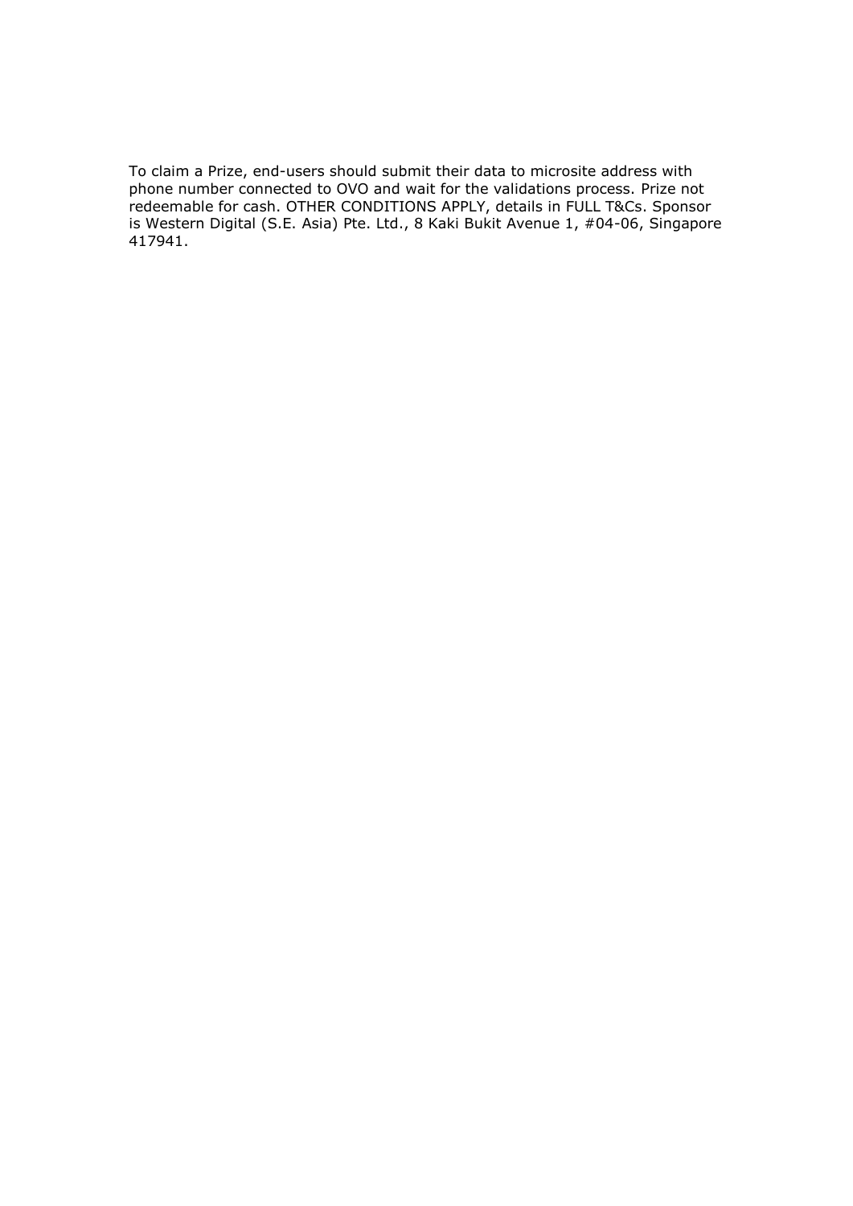To claim a Prize, end-users should submit their data to microsite address with phone number connected to OVO and wait for the validations process. Prize not redeemable for cash. OTHER CONDITIONS APPLY, details in FULL T&Cs. Sponsor is Western Digital (S.E. Asia) Pte. Ltd., 8 Kaki Bukit Avenue 1, #04-06, Singapore 417941.